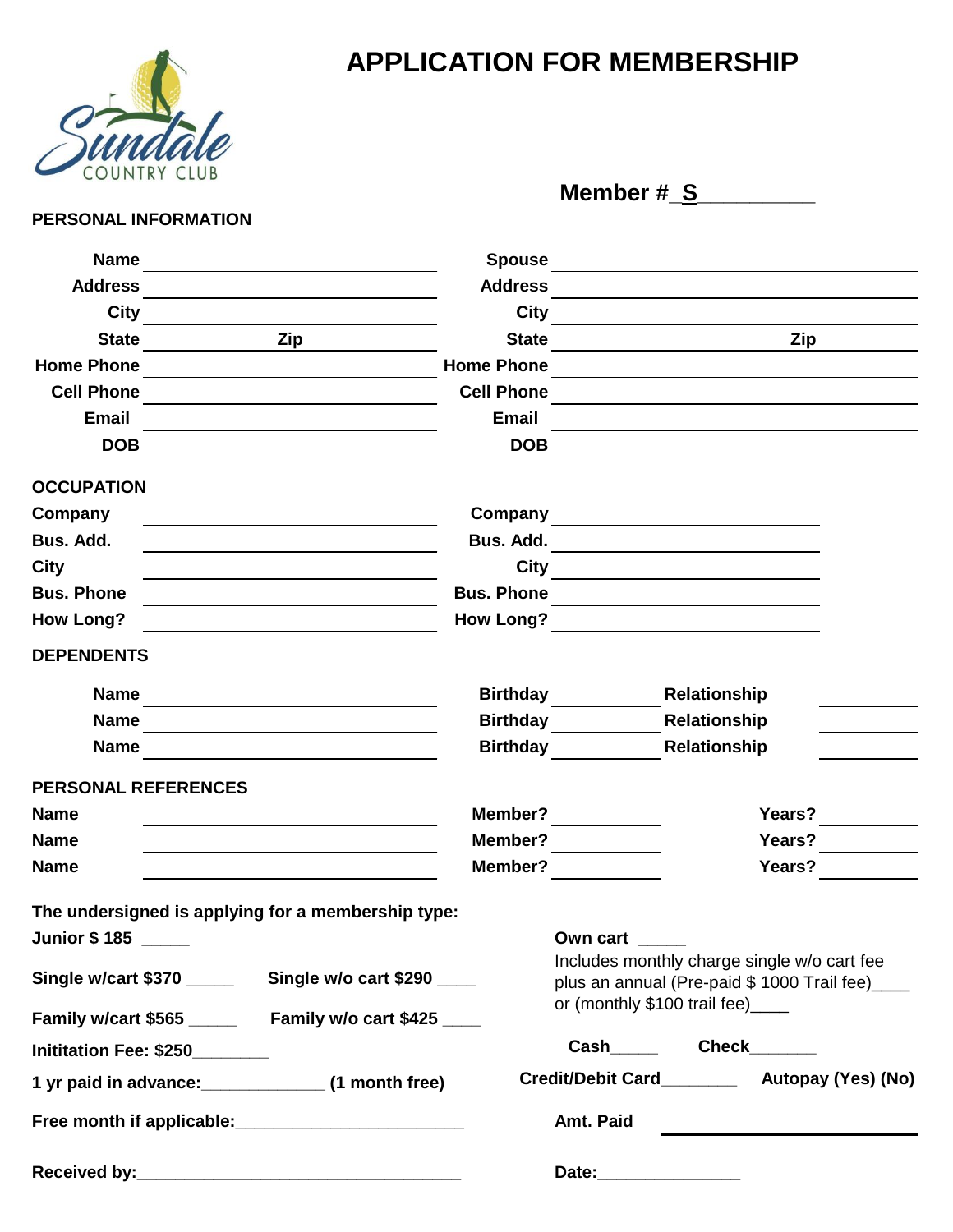Sundale COUNTRY CLUB

# APPLICATION FOR MEMBERSHIP

**Member # S__________**

## PERSONAL INFORMATION

| | | | |
|---|---|---|---|
| **Name** | | **Spouse** | |
| **Address** | | **Address** | |
| **City** | | **City** | |
| **State** | **Zip** | **State** | **Zip** |
| **Home Phone** | | **Home Phone** | |
| **Cell Phone** | | **Cell Phone** | |
| **Email** | | **Email** | |
| **DOB** | | **DOB** | |

## OCCUPATION

| | | | |
|---|---|---|---|
| **Company** | | **Company** | |
| **Bus. Add.** | | **Bus. Add.** | |
| **City** | | **City** | |
| **Bus. Phone** | | **Bus. Phone** | |
| **How Long?** | | **How Long?** | |

## DEPENDENTS

| | | | | | |
|---|---|---|---|---|---|
| **Name** | | **Birthday** | | **Relationship** | |
| **Name** | | **Birthday** | | **Relationship** | |
| **Name** | | **Birthday** | | **Relationship** | |

## PERSONAL REFERENCES

| | | | | | |
|---|---|---|---|---|---|
| **Name** | | **Member?** | | **Years?** | |
| **Name** | | **Member?** | | **Years?** | |
| **Name** | | **Member?** | | **Years?** | |

**The undersigned is applying for a membership type:**

**Junior $ 185 _____**

**Single w/cart $370 _____** **Single w/o cart $290 ____**

**Family w/cart $565 _____** **Family w/o cart $425 ____**

**Inititation Fee: $250________**

**1 yr paid in advance:_____________ (1 month free)**

**Free month if applicable:________________________**

**Own cart _____**

Includes monthly charge single w/o cart fee plus an annual (Pre-paid $ 1000 Trail fee)____ or (monthly $100 trail fee)____

**Cash_____** **Check______**

**Credit/Debit Card________** **Autopay (Yes) (No)**

**Amt. Paid ____________________**

**Received by:___________________________________**

**Date:_______________**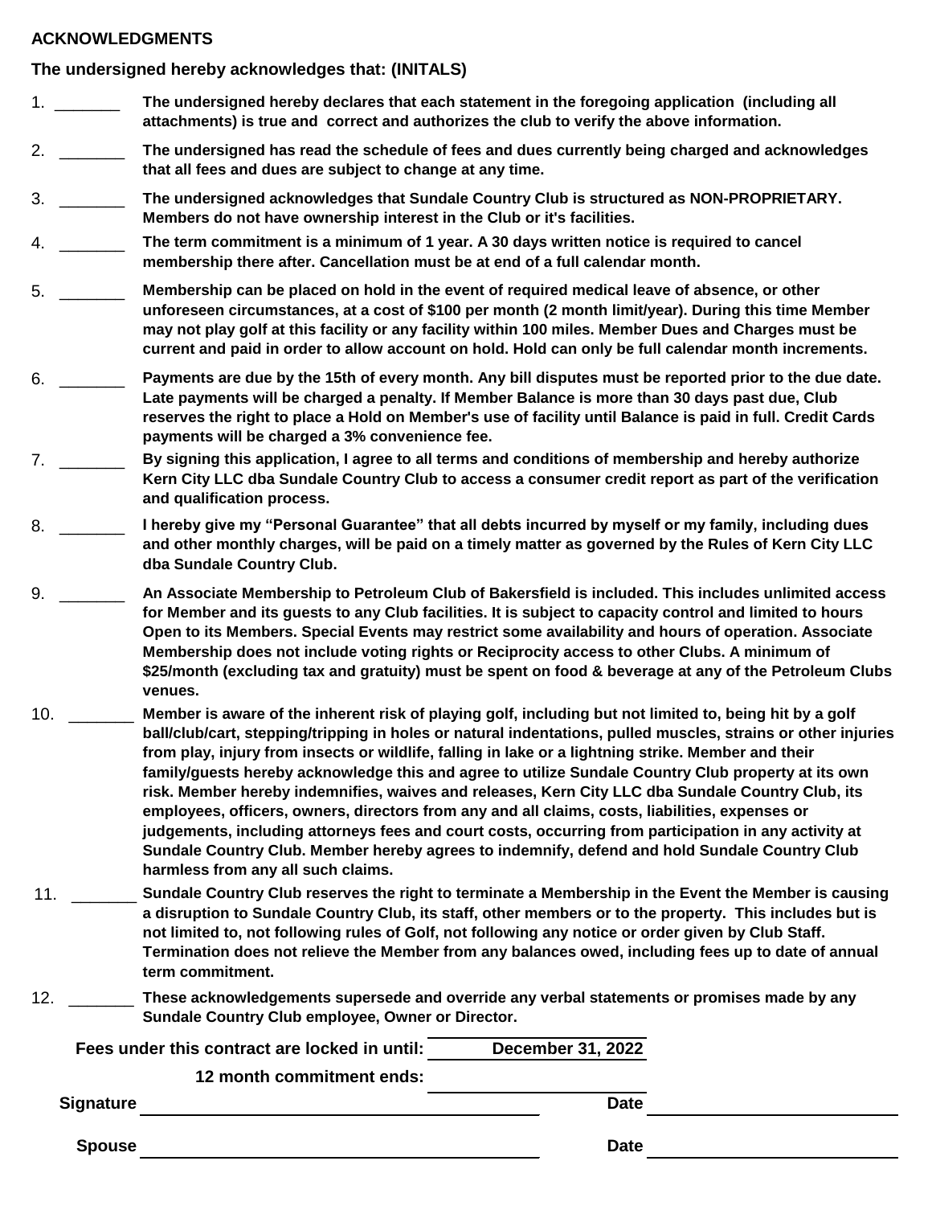**ACKNOWLEDGMENTS**

**The undersigned hereby acknowledges that: (INITALS)**

1. _______ **The undersigned hereby declares that each statement in the foregoing application (including all attachments) is true and correct and authorizes the club to verify the above information.**

2. _______ **The undersigned has read the schedule of fees and dues currently being charged and acknowledges that all fees and dues are subject to change at any time.**

3. _______ **The undersigned acknowledges that Sundale Country Club is structured as NON-PROPRIETARY. Members do not have ownership interest in the Club or it's facilities.**

4. _______ **The term commitment is a minimum of 1 year. A 30 days written notice is required to cancel membership there after. Cancellation must be at end of a full calendar month.**

5. _______ **Membership can be placed on hold in the event of required medical leave of absence, or other unforeseen circumstances, at a cost of $100 per month (2 month limit/year). During this time Member may not play golf at this facility or any facility within 100 miles. Member Dues and Charges must be current and paid in order to allow account on hold. Hold can only be full calendar month increments.**

6. _______ **Payments are due by the 15th of every month. Any bill disputes must be reported prior to the due date. Late payments will be charged a penalty. If Member Balance is more than 30 days past due, Club reserves the right to place a Hold on Member's use of facility until Balance is paid in full. Credit Cards payments will be charged a 3% convenience fee.**

7. _______ **By signing this application, I agree to all terms and conditions of membership and hereby authorize Kern City LLC dba Sundale Country Club to access a consumer credit report as part of the verification and qualification process.**

8. _______ **I hereby give my "Personal Guarantee" that all debts incurred by myself or my family, including dues and other monthly charges, will be paid on a timely matter as governed by the Rules of Kern City LLC dba Sundale Country Club.**

9. _______ **An Associate Membership to Petroleum Club of Bakersfield is included. This includes unlimited access for Member and its guests to any Club facilities. It is subject to capacity control and limited to hours Open to its Members. Special Events may restrict some availability and hours of operation. Associate Membership does not include voting rights or Reciprocity access to other Clubs. A minimum of $25/month (excluding tax and gratuity) must be spent on food & beverage at any of the Petroleum Clubs venues.**

10. _______ **Member is aware of the inherent risk of playing golf, including but not limited to, being hit by a golf ball/club/cart, stepping/tripping in holes or natural indentations, pulled muscles, strains or other injuries from play, injury from insects or wildlife, falling in lake or a lightning strike. Member and their family/guests hereby acknowledge this and agree to utilize Sundale Country Club property at its own risk. Member hereby indemnifies, waives and releases, Kern City LLC dba Sundale Country Club, its employees, officers, owners, directors from any and all claims, costs, liabilities, expenses or judgements, including attorneys fees and court costs, occurring from participation in any activity at Sundale Country Club. Member hereby agrees to indemnify, defend and hold Sundale Country Club harmless from any all such claims.**

11. _______ **Sundale Country Club reserves the right to terminate a Membership in the Event the Member is causing a disruption to Sundale Country Club, its staff, other members or to the property. This includes but is not limited to, not following rules of Golf, not following any notice or order given by Club Staff. Termination does not relieve the Member from any balances owed, including fees up to date of annual term commitment.**

12. _______ **These acknowledgements supersede and override any verbal statements or promises made by any Sundale Country Club employee, Owner or Director.**

**Fees under this contract are locked in until:** **December 31, 2022**

**12 month commitment ends:** ____________________

**Signature** ______________________________ **Date** ____________________

**Spouse** ______________________________ **Date** ____________________